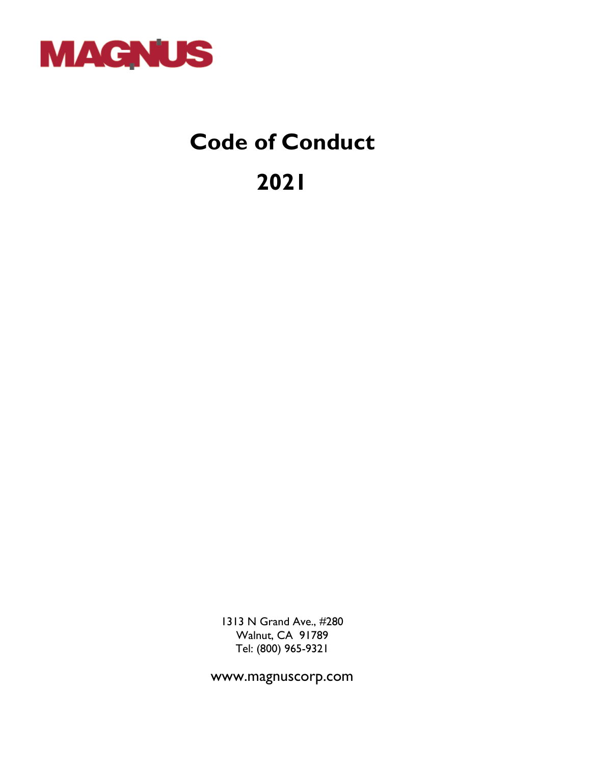MAGNUS

# Code of Conduct

# 2021

1313 N Grand Ave., #280
Walnut, CA 91789
Tel: (800) 965-9321

www.magnuscorp.com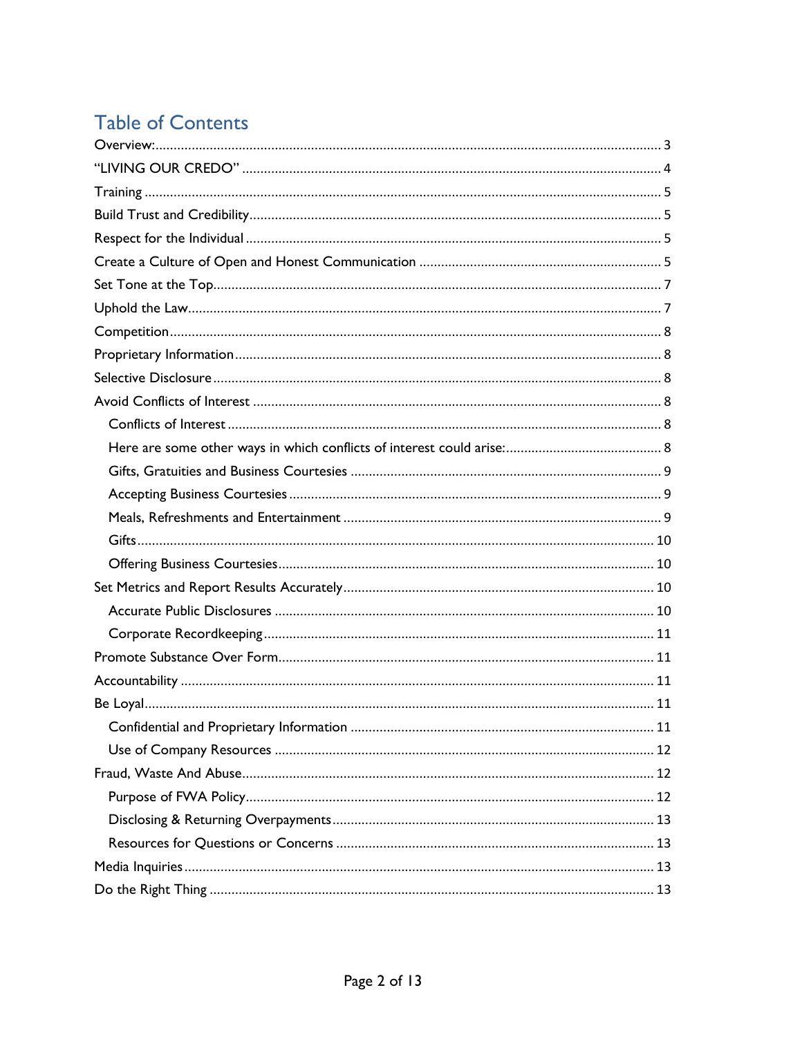# Table of Contents

- Overview: 3
- "LIVING OUR CREDO" 4
- Training 5
- Build Trust and Credibility 5
- Respect for the Individual 5
- Create a Culture of Open and Honest Communication 5
- Set Tone at the Top 7
- Uphold the Law 7
- Competition 8
- Proprietary Information 8
- Selective Disclosure 8
- Avoid Conflicts of Interest 8
  - Conflicts of Interest 8
  - Here are some other ways in which conflicts of interest could arise: 8
  - Gifts, Gratuities and Business Courtesies 9
  - Accepting Business Courtesies 9
  - Meals, Refreshments and Entertainment 9
  - Gifts 10
  - Offering Business Courtesies 10
- Set Metrics and Report Results Accurately 10
  - Accurate Public Disclosures 10
  - Corporate Recordkeeping 11
- Promote Substance Over Form 11
- Accountability 11
- Be Loyal 11
  - Confidential and Proprietary Information 11
  - Use of Company Resources 12
- Fraud, Waste And Abuse 12
  - Purpose of FWA Policy 12
  - Disclosing & Returning Overpayments 13
  - Resources for Questions or Concerns 13
- Media Inquiries 13
- Do the Right Thing 13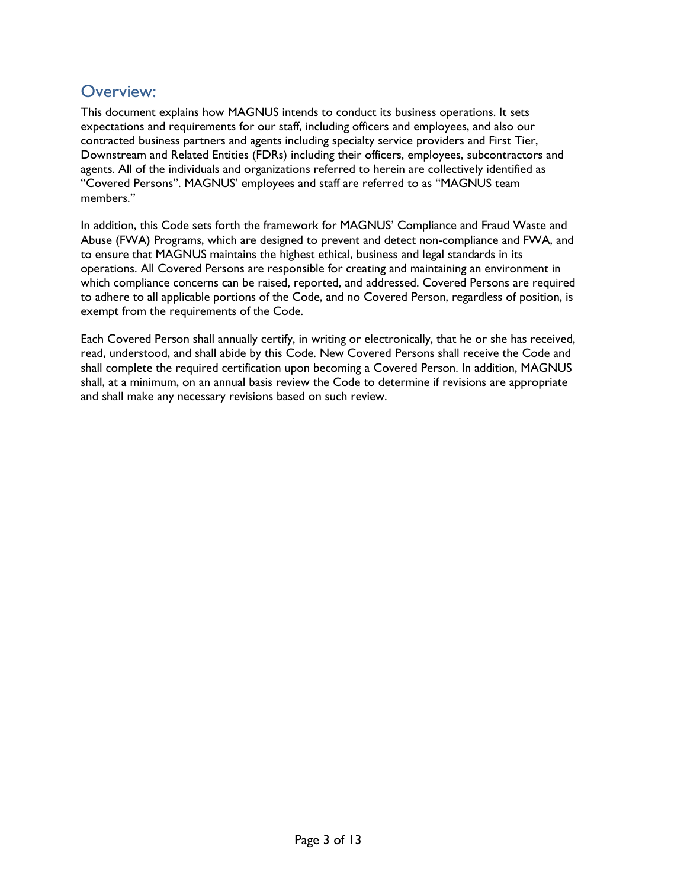## Overview:

This document explains how MAGNUS intends to conduct its business operations. It sets expectations and requirements for our staff, including officers and employees, and also our contracted business partners and agents including specialty service providers and First Tier, Downstream and Related Entities (FDRs) including their officers, employees, subcontractors and agents. All of the individuals and organizations referred to herein are collectively identified as "Covered Persons". MAGNUS' employees and staff are referred to as "MAGNUS team members."

In addition, this Code sets forth the framework for MAGNUS' Compliance and Fraud Waste and Abuse (FWA) Programs, which are designed to prevent and detect non-compliance and FWA, and to ensure that MAGNUS maintains the highest ethical, business and legal standards in its operations. All Covered Persons are responsible for creating and maintaining an environment in which compliance concerns can be raised, reported, and addressed. Covered Persons are required to adhere to all applicable portions of the Code, and no Covered Person, regardless of position, is exempt from the requirements of the Code.

Each Covered Person shall annually certify, in writing or electronically, that he or she has received, read, understood, and shall abide by this Code. New Covered Persons shall receive the Code and shall complete the required certification upon becoming a Covered Person. In addition, MAGNUS shall, at a minimum, on an annual basis review the Code to determine if revisions are appropriate and shall make any necessary revisions based on such review.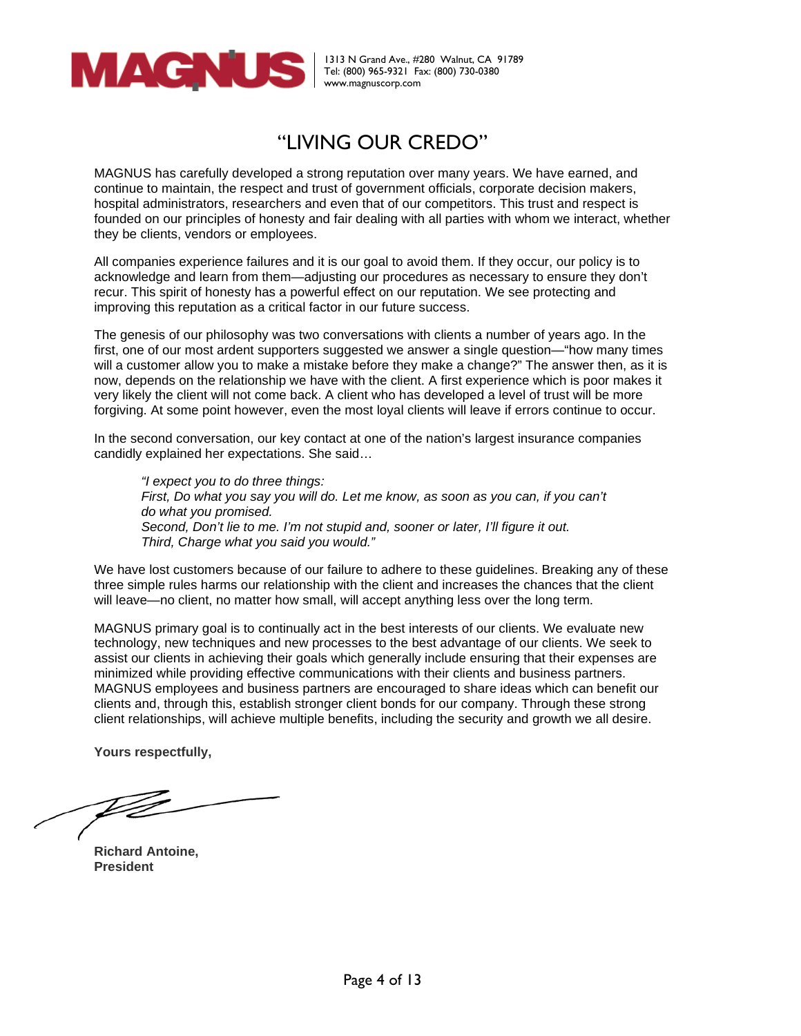MAGNUS

1313 N Grand Ave., #280 Walnut, CA 91789
Tel: (800) 965-9321 Fax: (800) 730-0380
www.magnuscorp.com

# "LIVING OUR CREDO"

MAGNUS has carefully developed a strong reputation over many years. We have earned, and continue to maintain, the respect and trust of government officials, corporate decision makers, hospital administrators, researchers and even that of our competitors. This trust and respect is founded on our principles of honesty and fair dealing with all parties with whom we interact, whether they be clients, vendors or employees.

All companies experience failures and it is our goal to avoid them. If they occur, our policy is to acknowledge and learn from them—adjusting our procedures as necessary to ensure they don't recur. This spirit of honesty has a powerful effect on our reputation. We see protecting and improving this reputation as a critical factor in our future success.

The genesis of our philosophy was two conversations with clients a number of years ago. In the first, one of our most ardent supporters suggested we answer a single question—"how many times will a customer allow you to make a mistake before they make a change?" The answer then, as it is now, depends on the relationship we have with the client. A first experience which is poor makes it very likely the client will not come back. A client who has developed a level of trust will be more forgiving. At some point however, even the most loyal clients will leave if errors continue to occur.

In the second conversation, our key contact at one of the nation's largest insurance companies candidly explained her expectations. She said…

> *"I expect you to do three things:*
> *First, Do what you say you will do. Let me know, as soon as you can, if you can't do what you promised.*
> *Second, Don't lie to me. I'm not stupid and, sooner or later, I'll figure it out.*
> *Third, Charge what you said you would."*

We have lost customers because of our failure to adhere to these guidelines. Breaking any of these three simple rules harms our relationship with the client and increases the chances that the client will leave—no client, no matter how small, will accept anything less over the long term.

MAGNUS primary goal is to continually act in the best interests of our clients. We evaluate new technology, new techniques and new processes to the best advantage of our clients. We seek to assist our clients in achieving their goals which generally include ensuring that their expenses are minimized while providing effective communications with their clients and business partners. MAGNUS employees and business partners are encouraged to share ideas which can benefit our clients and, through this, establish stronger client bonds for our company. Through these strong client relationships, will achieve multiple benefits, including the security and growth we all desire.

**Yours respectfully,**

**Richard Antoine,**
**President**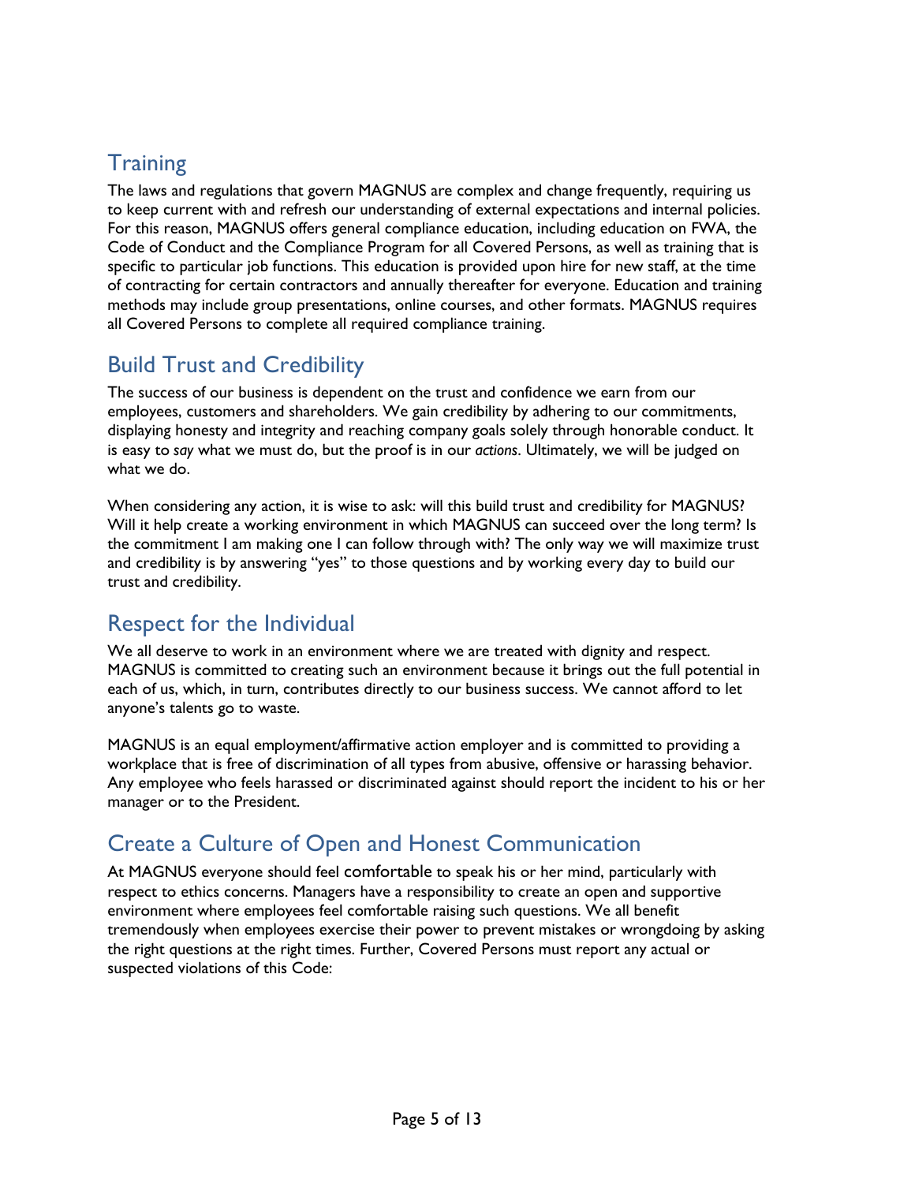## Training

The laws and regulations that govern MAGNUS are complex and change frequently, requiring us to keep current with and refresh our understanding of external expectations and internal policies. For this reason, MAGNUS offers general compliance education, including education on FWA, the Code of Conduct and the Compliance Program for all Covered Persons, as well as training that is specific to particular job functions. This education is provided upon hire for new staff, at the time of contracting for certain contractors and annually thereafter for everyone. Education and training methods may include group presentations, online courses, and other formats. MAGNUS requires all Covered Persons to complete all required compliance training.

## Build Trust and Credibility

The success of our business is dependent on the trust and confidence we earn from our employees, customers and shareholders. We gain credibility by adhering to our commitments, displaying honesty and integrity and reaching company goals solely through honorable conduct. It is easy to *say* what we must do, but the proof is in our *actions*. Ultimately, we will be judged on what we do.

When considering any action, it is wise to ask: will this build trust and credibility for MAGNUS? Will it help create a working environment in which MAGNUS can succeed over the long term? Is the commitment I am making one I can follow through with? The only way we will maximize trust and credibility is by answering "yes" to those questions and by working every day to build our trust and credibility.

## Respect for the Individual

We all deserve to work in an environment where we are treated with dignity and respect. MAGNUS is committed to creating such an environment because it brings out the full potential in each of us, which, in turn, contributes directly to our business success. We cannot afford to let anyone's talents go to waste.

MAGNUS is an equal employment/affirmative action employer and is committed to providing a workplace that is free of discrimination of all types from abusive, offensive or harassing behavior. Any employee who feels harassed or discriminated against should report the incident to his or her manager or to the President.

## Create a Culture of Open and Honest Communication

At MAGNUS everyone should feel comfortable to speak his or her mind, particularly with respect to ethics concerns. Managers have a responsibility to create an open and supportive environment where employees feel comfortable raising such questions. We all benefit tremendously when employees exercise their power to prevent mistakes or wrongdoing by asking the right questions at the right times. Further, Covered Persons must report any actual or suspected violations of this Code: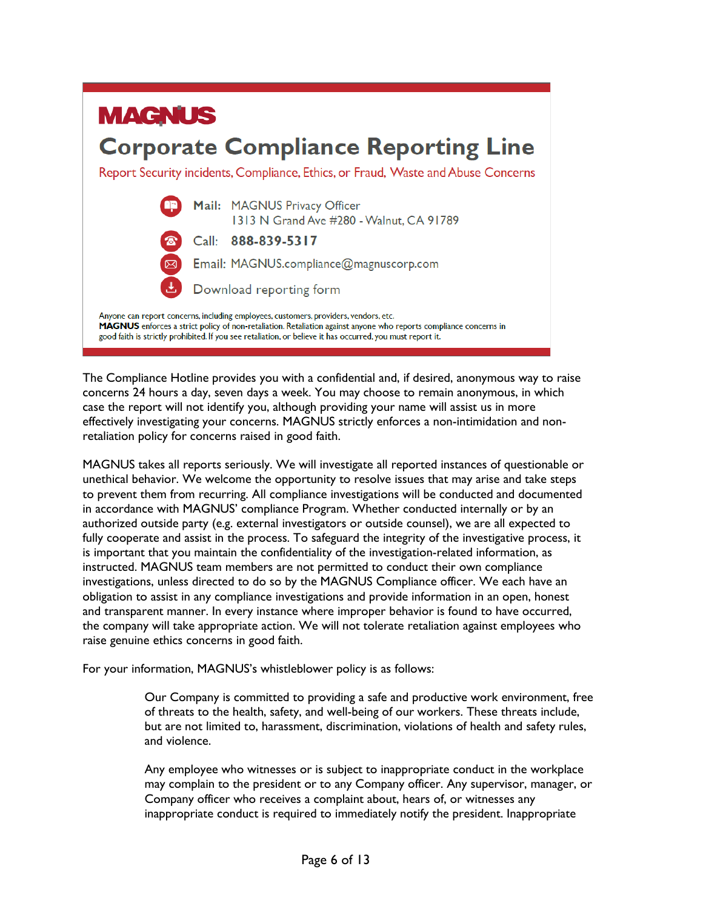**MAGNUS**

# Corporate Compliance Reporting Line

Report Security incidents, Compliance, Ethics, or Fraud, Waste and Abuse Concerns

**Mail:** MAGNUS Privacy Officer
1313 N Grand Ave #280 - Walnut, CA 91789

**Call:** **888-839-5317**

**Email:** MAGNUS.compliance@magnuscorp.com

Download reporting form

Anyone can report concerns, including employees, customers, providers, vendors, etc.
**MAGNUS** enforces a strict policy of non-retaliation. Retaliation against anyone who reports compliance concerns in good faith is strictly prohibited. If you see retaliation, or believe it has occurred, you must report it.

The Compliance Hotline provides you with a confidential and, if desired, anonymous way to raise concerns 24 hours a day, seven days a week. You may choose to remain anonymous, in which case the report will not identify you, although providing your name will assist us in more effectively investigating your concerns. MAGNUS strictly enforces a non-intimidation and non-retaliation policy for concerns raised in good faith.

MAGNUS takes all reports seriously. We will investigate all reported instances of questionable or unethical behavior. We welcome the opportunity to resolve issues that may arise and take steps to prevent them from recurring. All compliance investigations will be conducted and documented in accordance with MAGNUS' compliance Program. Whether conducted internally or by an authorized outside party (e.g. external investigators or outside counsel), we are all expected to fully cooperate and assist in the process. To safeguard the integrity of the investigative process, it is important that you maintain the confidentiality of the investigation-related information, as instructed. MAGNUS team members are not permitted to conduct their own compliance investigations, unless directed to do so by the MAGNUS Compliance officer. We each have an obligation to assist in any compliance investigations and provide information in an open, honest and transparent manner. In every instance where improper behavior is found to have occurred, the company will take appropriate action. We will not tolerate retaliation against employees who raise genuine ethics concerns in good faith.

For your information, MAGNUS's whistleblower policy is as follows:

> Our Company is committed to providing a safe and productive work environment, free of threats to the health, safety, and well-being of our workers. These threats include, but are not limited to, harassment, discrimination, violations of health and safety rules, and violence.
>
> Any employee who witnesses or is subject to inappropriate conduct in the workplace may complain to the president or to any Company officer. Any supervisor, manager, or Company officer who receives a complaint about, hears of, or witnesses any inappropriate conduct is required to immediately notify the president. Inappropriate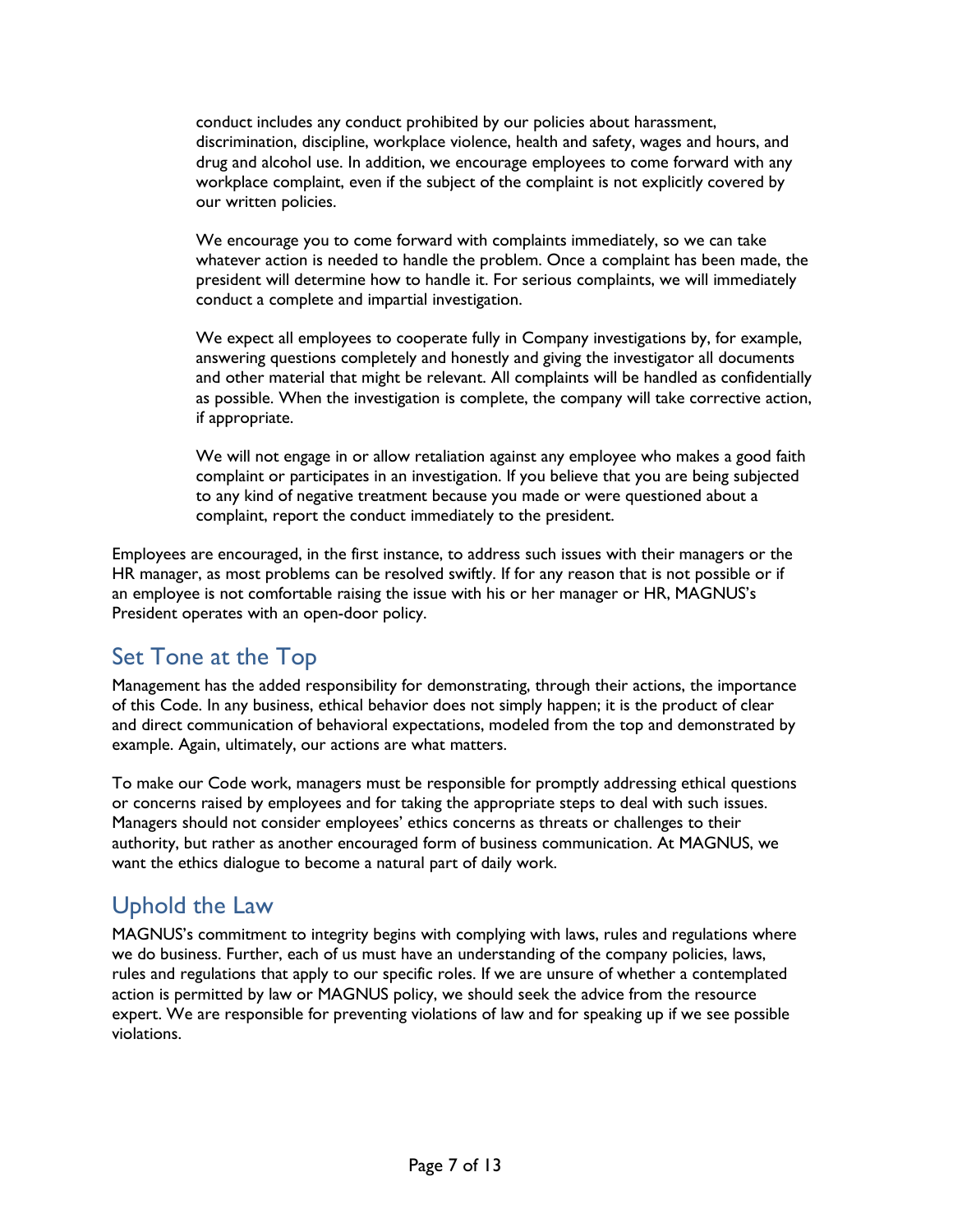> conduct includes any conduct prohibited by our policies about harassment, discrimination, discipline, workplace violence, health and safety, wages and hours, and drug and alcohol use. In addition, we encourage employees to come forward with any workplace complaint, even if the subject of the complaint is not explicitly covered by our written policies.
>
> We encourage you to come forward with complaints immediately, so we can take whatever action is needed to handle the problem. Once a complaint has been made, the president will determine how to handle it. For serious complaints, we will immediately conduct a complete and impartial investigation.
>
> We expect all employees to cooperate fully in Company investigations by, for example, answering questions completely and honestly and giving the investigator all documents and other material that might be relevant. All complaints will be handled as confidentially as possible. When the investigation is complete, the company will take corrective action, if appropriate.
>
> We will not engage in or allow retaliation against any employee who makes a good faith complaint or participates in an investigation. If you believe that you are being subjected to any kind of negative treatment because you made or were questioned about a complaint, report the conduct immediately to the president.

Employees are encouraged, in the first instance, to address such issues with their managers or the HR manager, as most problems can be resolved swiftly. If for any reason that is not possible or if an employee is not comfortable raising the issue with his or her manager or HR, MAGNUS's President operates with an open-door policy.

## Set Tone at the Top

Management has the added responsibility for demonstrating, through their actions, the importance of this Code. In any business, ethical behavior does not simply happen; it is the product of clear and direct communication of behavioral expectations, modeled from the top and demonstrated by example. Again, ultimately, our actions are what matters.

To make our Code work, managers must be responsible for promptly addressing ethical questions or concerns raised by employees and for taking the appropriate steps to deal with such issues. Managers should not consider employees' ethics concerns as threats or challenges to their authority, but rather as another encouraged form of business communication. At MAGNUS, we want the ethics dialogue to become a natural part of daily work.

## Uphold the Law

MAGNUS's commitment to integrity begins with complying with laws, rules and regulations where we do business. Further, each of us must have an understanding of the company policies, laws, rules and regulations that apply to our specific roles. If we are unsure of whether a contemplated action is permitted by law or MAGNUS policy, we should seek the advice from the resource expert. We are responsible for preventing violations of law and for speaking up if we see possible violations.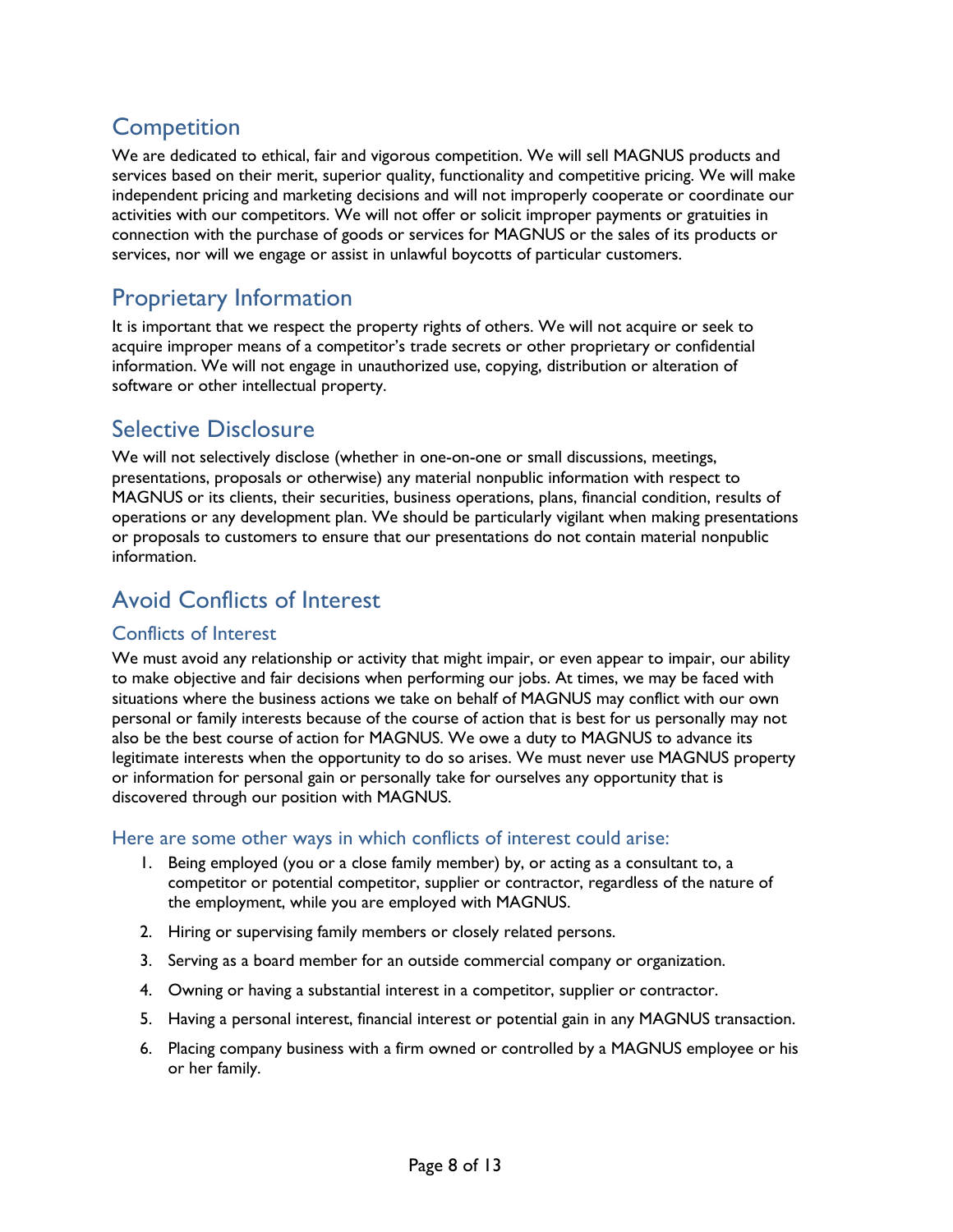## Competition

We are dedicated to ethical, fair and vigorous competition. We will sell MAGNUS products and services based on their merit, superior quality, functionality and competitive pricing. We will make independent pricing and marketing decisions and will not improperly cooperate or coordinate our activities with our competitors. We will not offer or solicit improper payments or gratuities in connection with the purchase of goods or services for MAGNUS or the sales of its products or services, nor will we engage or assist in unlawful boycotts of particular customers.

## Proprietary Information

It is important that we respect the property rights of others. We will not acquire or seek to acquire improper means of a competitor's trade secrets or other proprietary or confidential information. We will not engage in unauthorized use, copying, distribution or alteration of software or other intellectual property.

## Selective Disclosure

We will not selectively disclose (whether in one-on-one or small discussions, meetings, presentations, proposals or otherwise) any material nonpublic information with respect to MAGNUS or its clients, their securities, business operations, plans, financial condition, results of operations or any development plan. We should be particularly vigilant when making presentations or proposals to customers to ensure that our presentations do not contain material nonpublic information.

## Avoid Conflicts of Interest

### Conflicts of Interest

We must avoid any relationship or activity that might impair, or even appear to impair, our ability to make objective and fair decisions when performing our jobs. At times, we may be faced with situations where the business actions we take on behalf of MAGNUS may conflict with our own personal or family interests because of the course of action that is best for us personally may not also be the best course of action for MAGNUS. We owe a duty to MAGNUS to advance its legitimate interests when the opportunity to do so arises. We must never use MAGNUS property or information for personal gain or personally take for ourselves any opportunity that is discovered through our position with MAGNUS.

### Here are some other ways in which conflicts of interest could arise:

1. Being employed (you or a close family member) by, or acting as a consultant to, a competitor or potential competitor, supplier or contractor, regardless of the nature of the employment, while you are employed with MAGNUS.
2. Hiring or supervising family members or closely related persons.
3. Serving as a board member for an outside commercial company or organization.
4. Owning or having a substantial interest in a competitor, supplier or contractor.
5. Having a personal interest, financial interest or potential gain in any MAGNUS transaction.
6. Placing company business with a firm owned or controlled by a MAGNUS employee or his or her family.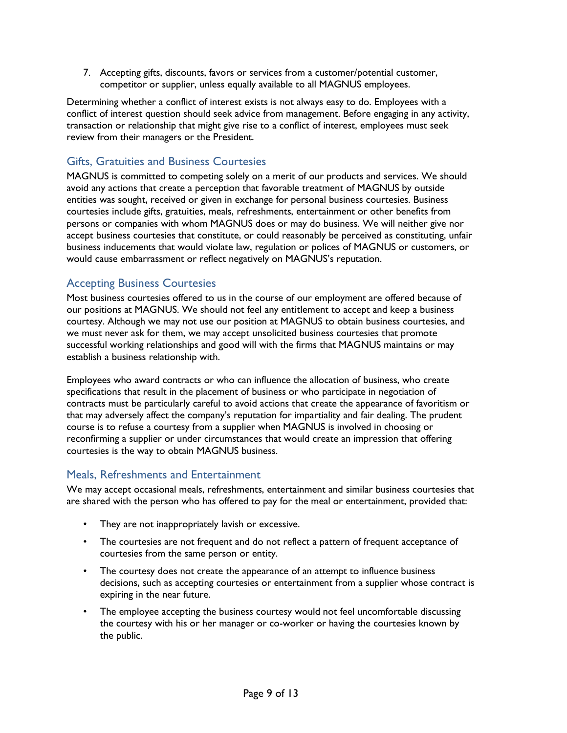7. Accepting gifts, discounts, favors or services from a customer/potential customer, competitor or supplier, unless equally available to all MAGNUS employees.

Determining whether a conflict of interest exists is not always easy to do. Employees with a conflict of interest question should seek advice from management. Before engaging in any activity, transaction or relationship that might give rise to a conflict of interest, employees must seek review from their managers or the President.

## Gifts, Gratuities and Business Courtesies

MAGNUS is committed to competing solely on a merit of our products and services. We should avoid any actions that create a perception that favorable treatment of MAGNUS by outside entities was sought, received or given in exchange for personal business courtesies. Business courtesies include gifts, gratuities, meals, refreshments, entertainment or other benefits from persons or companies with whom MAGNUS does or may do business. We will neither give nor accept business courtesies that constitute, or could reasonably be perceived as constituting, unfair business inducements that would violate law, regulation or polices of MAGNUS or customers, or would cause embarrassment or reflect negatively on MAGNUS's reputation.

## Accepting Business Courtesies

Most business courtesies offered to us in the course of our employment are offered because of our positions at MAGNUS. We should not feel any entitlement to accept and keep a business courtesy. Although we may not use our position at MAGNUS to obtain business courtesies, and we must never ask for them, we may accept unsolicited business courtesies that promote successful working relationships and good will with the firms that MAGNUS maintains or may establish a business relationship with.

Employees who award contracts or who can influence the allocation of business, who create specifications that result in the placement of business or who participate in negotiation of contracts must be particularly careful to avoid actions that create the appearance of favoritism or that may adversely affect the company's reputation for impartiality and fair dealing. The prudent course is to refuse a courtesy from a supplier when MAGNUS is involved in choosing or reconfirming a supplier or under circumstances that would create an impression that offering courtesies is the way to obtain MAGNUS business.

## Meals, Refreshments and Entertainment

We may accept occasional meals, refreshments, entertainment and similar business courtesies that are shared with the person who has offered to pay for the meal or entertainment, provided that:

- They are not inappropriately lavish or excessive.
- The courtesies are not frequent and do not reflect a pattern of frequent acceptance of courtesies from the same person or entity.
- The courtesy does not create the appearance of an attempt to influence business decisions, such as accepting courtesies or entertainment from a supplier whose contract is expiring in the near future.
- The employee accepting the business courtesy would not feel uncomfortable discussing the courtesy with his or her manager or co-worker or having the courtesies known by the public.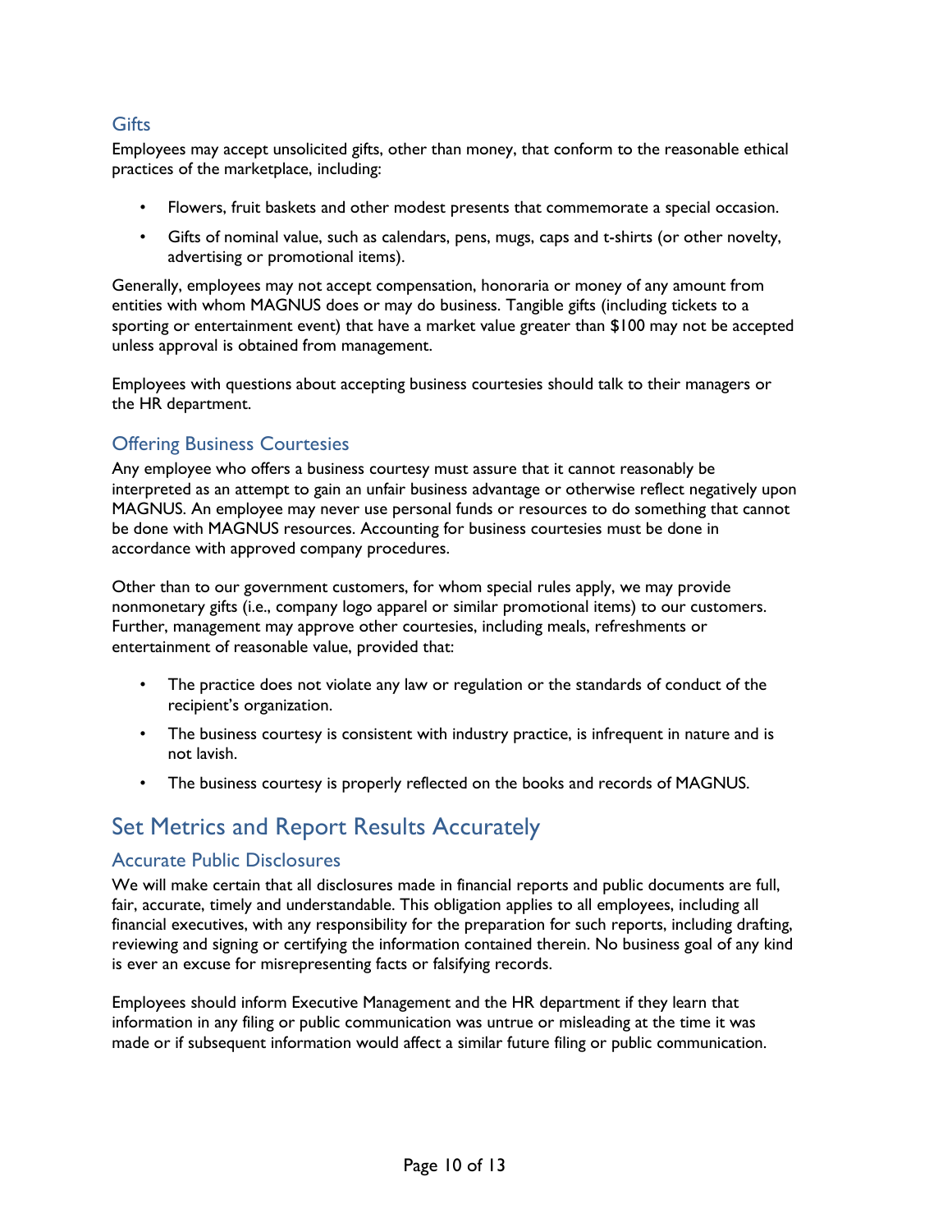### Gifts

Employees may accept unsolicited gifts, other than money, that conform to the reasonable ethical practices of the marketplace, including:

- Flowers, fruit baskets and other modest presents that commemorate a special occasion.
- Gifts of nominal value, such as calendars, pens, mugs, caps and t-shirts (or other novelty, advertising or promotional items).

Generally, employees may not accept compensation, honoraria or money of any amount from entities with whom MAGNUS does or may do business. Tangible gifts (including tickets to a sporting or entertainment event) that have a market value greater than $100 may not be accepted unless approval is obtained from management.

Employees with questions about accepting business courtesies should talk to their managers or the HR department.

### Offering Business Courtesies

Any employee who offers a business courtesy must assure that it cannot reasonably be interpreted as an attempt to gain an unfair business advantage or otherwise reflect negatively upon MAGNUS. An employee may never use personal funds or resources to do something that cannot be done with MAGNUS resources. Accounting for business courtesies must be done in accordance with approved company procedures.

Other than to our government customers, for whom special rules apply, we may provide nonmonetary gifts (i.e., company logo apparel or similar promotional items) to our customers. Further, management may approve other courtesies, including meals, refreshments or entertainment of reasonable value, provided that:

- The practice does not violate any law or regulation or the standards of conduct of the recipient's organization.
- The business courtesy is consistent with industry practice, is infrequent in nature and is not lavish.
- The business courtesy is properly reflected on the books and records of MAGNUS.

## Set Metrics and Report Results Accurately

### Accurate Public Disclosures

We will make certain that all disclosures made in financial reports and public documents are full, fair, accurate, timely and understandable. This obligation applies to all employees, including all financial executives, with any responsibility for the preparation for such reports, including drafting, reviewing and signing or certifying the information contained therein. No business goal of any kind is ever an excuse for misrepresenting facts or falsifying records.

Employees should inform Executive Management and the HR department if they learn that information in any filing or public communication was untrue or misleading at the time it was made or if subsequent information would affect a similar future filing or public communication.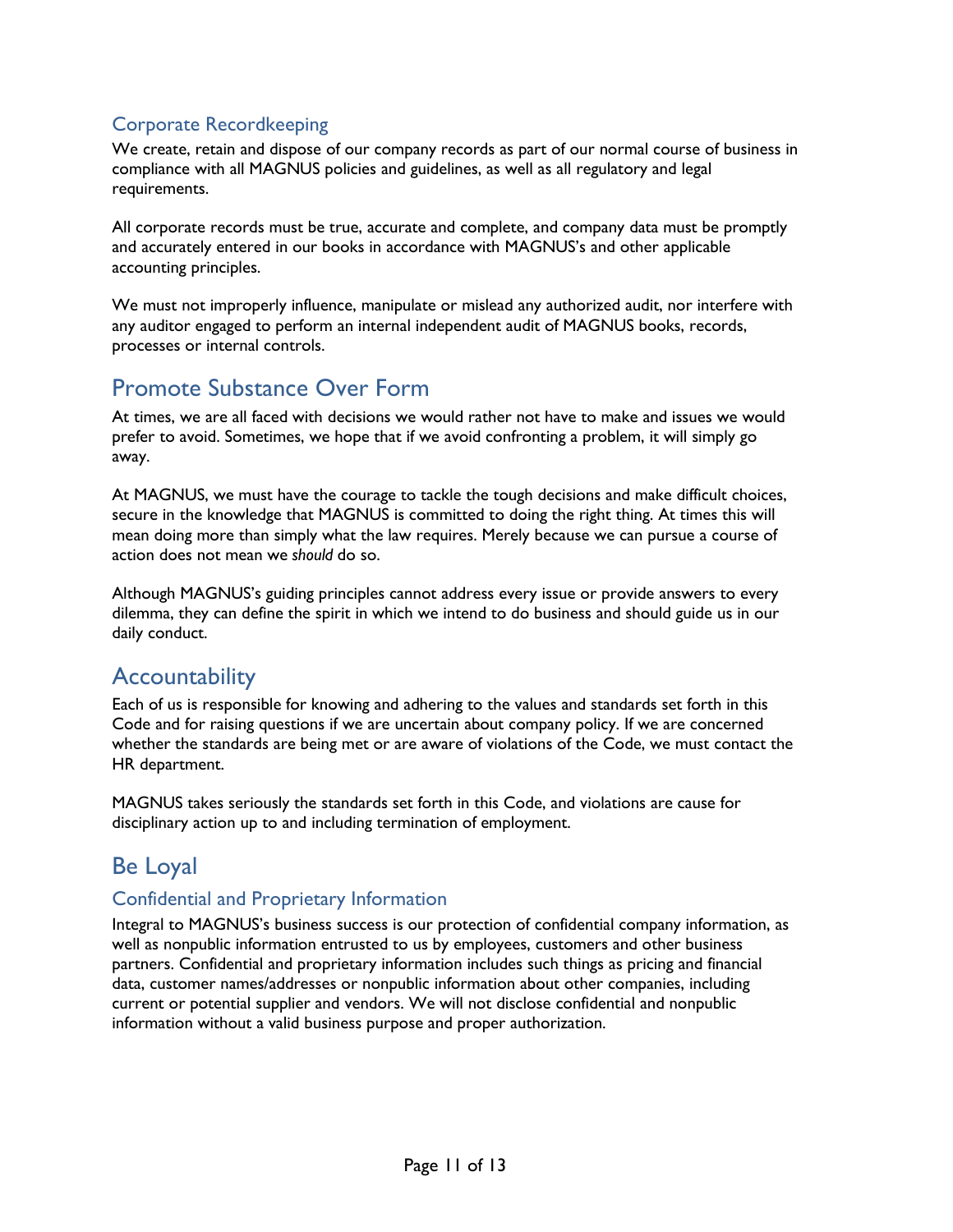### Corporate Recordkeeping

We create, retain and dispose of our company records as part of our normal course of business in compliance with all MAGNUS policies and guidelines, as well as all regulatory and legal requirements.

All corporate records must be true, accurate and complete, and company data must be promptly and accurately entered in our books in accordance with MAGNUS's and other applicable accounting principles.

We must not improperly influence, manipulate or mislead any authorized audit, nor interfere with any auditor engaged to perform an internal independent audit of MAGNUS books, records, processes or internal controls.

## Promote Substance Over Form

At times, we are all faced with decisions we would rather not have to make and issues we would prefer to avoid. Sometimes, we hope that if we avoid confronting a problem, it will simply go away.

At MAGNUS, we must have the courage to tackle the tough decisions and make difficult choices, secure in the knowledge that MAGNUS is committed to doing the right thing. At times this will mean doing more than simply what the law requires. Merely because we can pursue a course of action does not mean we *should* do so.

Although MAGNUS's guiding principles cannot address every issue or provide answers to every dilemma, they can define the spirit in which we intend to do business and should guide us in our daily conduct.

## Accountability

Each of us is responsible for knowing and adhering to the values and standards set forth in this Code and for raising questions if we are uncertain about company policy. If we are concerned whether the standards are being met or are aware of violations of the Code, we must contact the HR department.

MAGNUS takes seriously the standards set forth in this Code, and violations are cause for disciplinary action up to and including termination of employment.

## Be Loyal

### Confidential and Proprietary Information

Integral to MAGNUS's business success is our protection of confidential company information, as well as nonpublic information entrusted to us by employees, customers and other business partners. Confidential and proprietary information includes such things as pricing and financial data, customer names/addresses or nonpublic information about other companies, including current or potential supplier and vendors. We will not disclose confidential and nonpublic information without a valid business purpose and proper authorization.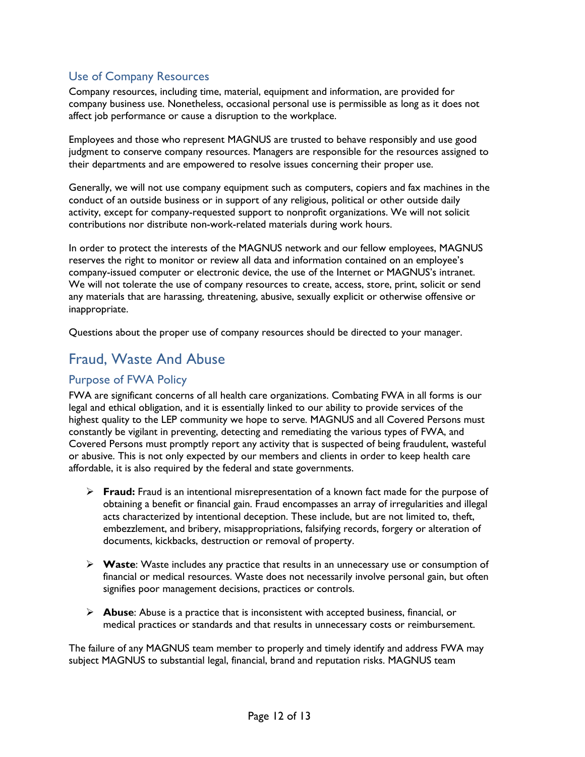### Use of Company Resources

Company resources, including time, material, equipment and information, are provided for company business use. Nonetheless, occasional personal use is permissible as long as it does not affect job performance or cause a disruption to the workplace.

Employees and those who represent MAGNUS are trusted to behave responsibly and use good judgment to conserve company resources. Managers are responsible for the resources assigned to their departments and are empowered to resolve issues concerning their proper use.

Generally, we will not use company equipment such as computers, copiers and fax machines in the conduct of an outside business or in support of any religious, political or other outside daily activity, except for company-requested support to nonprofit organizations. We will not solicit contributions nor distribute non-work-related materials during work hours.

In order to protect the interests of the MAGNUS network and our fellow employees, MAGNUS reserves the right to monitor or review all data and information contained on an employee's company-issued computer or electronic device, the use of the Internet or MAGNUS's intranet. We will not tolerate the use of company resources to create, access, store, print, solicit or send any materials that are harassing, threatening, abusive, sexually explicit or otherwise offensive or inappropriate.

Questions about the proper use of company resources should be directed to your manager.

## Fraud, Waste And Abuse

### Purpose of FWA Policy

FWA are significant concerns of all health care organizations. Combating FWA in all forms is our legal and ethical obligation, and it is essentially linked to our ability to provide services of the highest quality to the LEP community we hope to serve. MAGNUS and all Covered Persons must constantly be vigilant in preventing, detecting and remediating the various types of FWA, and Covered Persons must promptly report any activity that is suspected of being fraudulent, wasteful or abusive. This is not only expected by our members and clients in order to keep health care affordable, it is also required by the federal and state governments.

- **Fraud:** Fraud is an intentional misrepresentation of a known fact made for the purpose of obtaining a benefit or financial gain. Fraud encompasses an array of irregularities and illegal acts characterized by intentional deception. These include, but are not limited to, theft, embezzlement, and bribery, misappropriations, falsifying records, forgery or alteration of documents, kickbacks, destruction or removal of property.

- **Waste**: Waste includes any practice that results in an unnecessary use or consumption of financial or medical resources. Waste does not necessarily involve personal gain, but often signifies poor management decisions, practices or controls.

- **Abuse**: Abuse is a practice that is inconsistent with accepted business, financial, or medical practices or standards and that results in unnecessary costs or reimbursement.

The failure of any MAGNUS team member to properly and timely identify and address FWA may subject MAGNUS to substantial legal, financial, brand and reputation risks. MAGNUS team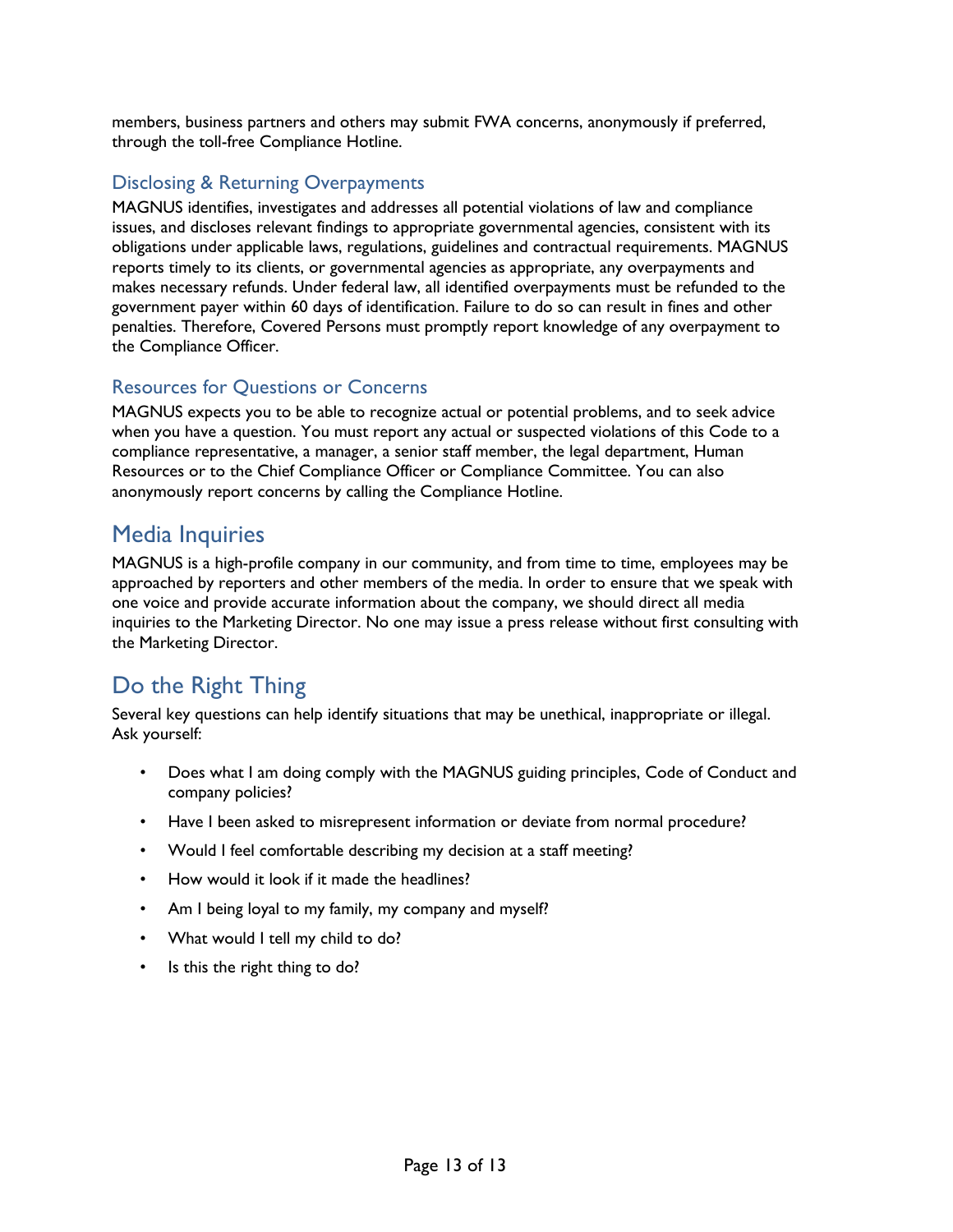members, business partners and others may submit FWA concerns, anonymously if preferred, through the toll-free Compliance Hotline.

### Disclosing & Returning Overpayments

MAGNUS identifies, investigates and addresses all potential violations of law and compliance issues, and discloses relevant findings to appropriate governmental agencies, consistent with its obligations under applicable laws, regulations, guidelines and contractual requirements. MAGNUS reports timely to its clients, or governmental agencies as appropriate, any overpayments and makes necessary refunds. Under federal law, all identified overpayments must be refunded to the government payer within 60 days of identification. Failure to do so can result in fines and other penalties. Therefore, Covered Persons must promptly report knowledge of any overpayment to the Compliance Officer.

### Resources for Questions or Concerns

MAGNUS expects you to be able to recognize actual or potential problems, and to seek advice when you have a question. You must report any actual or suspected violations of this Code to a compliance representative, a manager, a senior staff member, the legal department, Human Resources or to the Chief Compliance Officer or Compliance Committee. You can also anonymously report concerns by calling the Compliance Hotline.

## Media Inquiries

MAGNUS is a high-profile company in our community, and from time to time, employees may be approached by reporters and other members of the media. In order to ensure that we speak with one voice and provide accurate information about the company, we should direct all media inquiries to the Marketing Director. No one may issue a press release without first consulting with the Marketing Director.

## Do the Right Thing

Several key questions can help identify situations that may be unethical, inappropriate or illegal. Ask yourself:

- Does what I am doing comply with the MAGNUS guiding principles, Code of Conduct and company policies?
- Have I been asked to misrepresent information or deviate from normal procedure?
- Would I feel comfortable describing my decision at a staff meeting?
- How would it look if it made the headlines?
- Am I being loyal to my family, my company and myself?
- What would I tell my child to do?
- Is this the right thing to do?